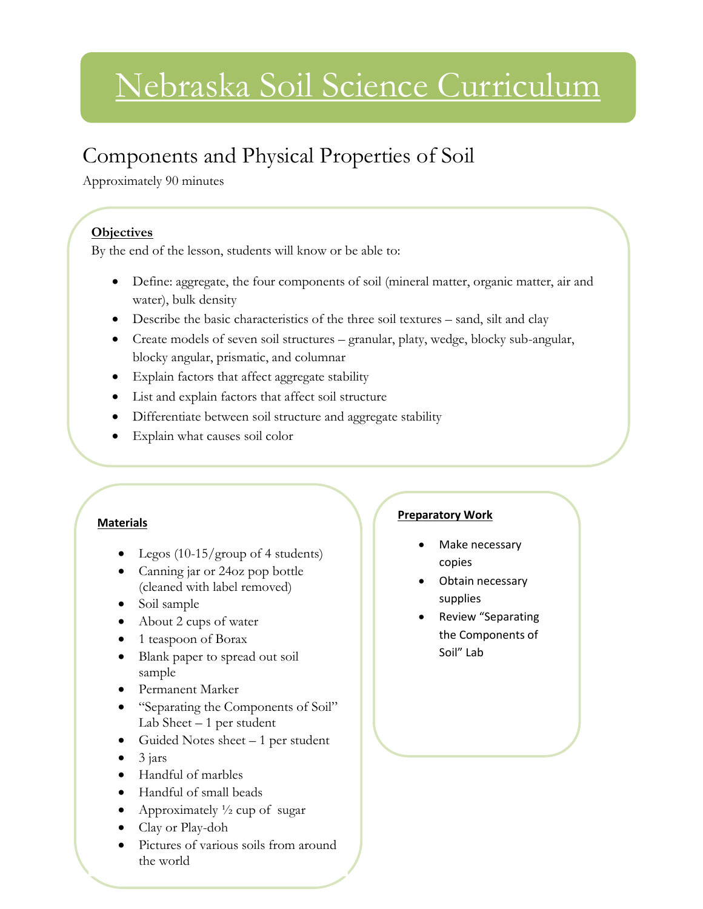# Nebraska Soil Science Curriculum

## Components and Physical Properties of Soil

Approximately 90 minutes

**Objectives**

By the end of the lesson, students will know or be able to:

- Define: aggregate, the four components of soil (mineral matter, organic matter, air and water), bulk density
- Describe the basic characteristics of the three soil textures – sand, silt and clay
- Create models of seven soil structures – granular, platy, wedge, blocky sub-angular, blocky angular, prismatic, and columnar
- Explain factors that affect aggregate stability
- List and explain factors that affect soil structure
- Differentiate between soil structure and aggregate stability
- Explain what causes soil color

**Materials**

- Legos (10-15/group of 4 students)
- Canning jar or 24oz pop bottle (cleaned with label removed)
- Soil sample
- About 2 cups of water
- 1 teaspoon of Borax
- Blank paper to spread out soil sample
- Permanent Marker
- "Separating the Components of Soil" Lab Sheet – 1 per student
- Guided Notes sheet – 1 per student
- 3 jars
- Handful of marbles
- Handful of small beads
- Approximately ½ cup of sugar
- Clay or Play-doh
- Pictures of various soils from around the world

**Preparatory Work**

- Make necessary copies
- Obtain necessary supplies
- Review "Separating the Components of Soil" Lab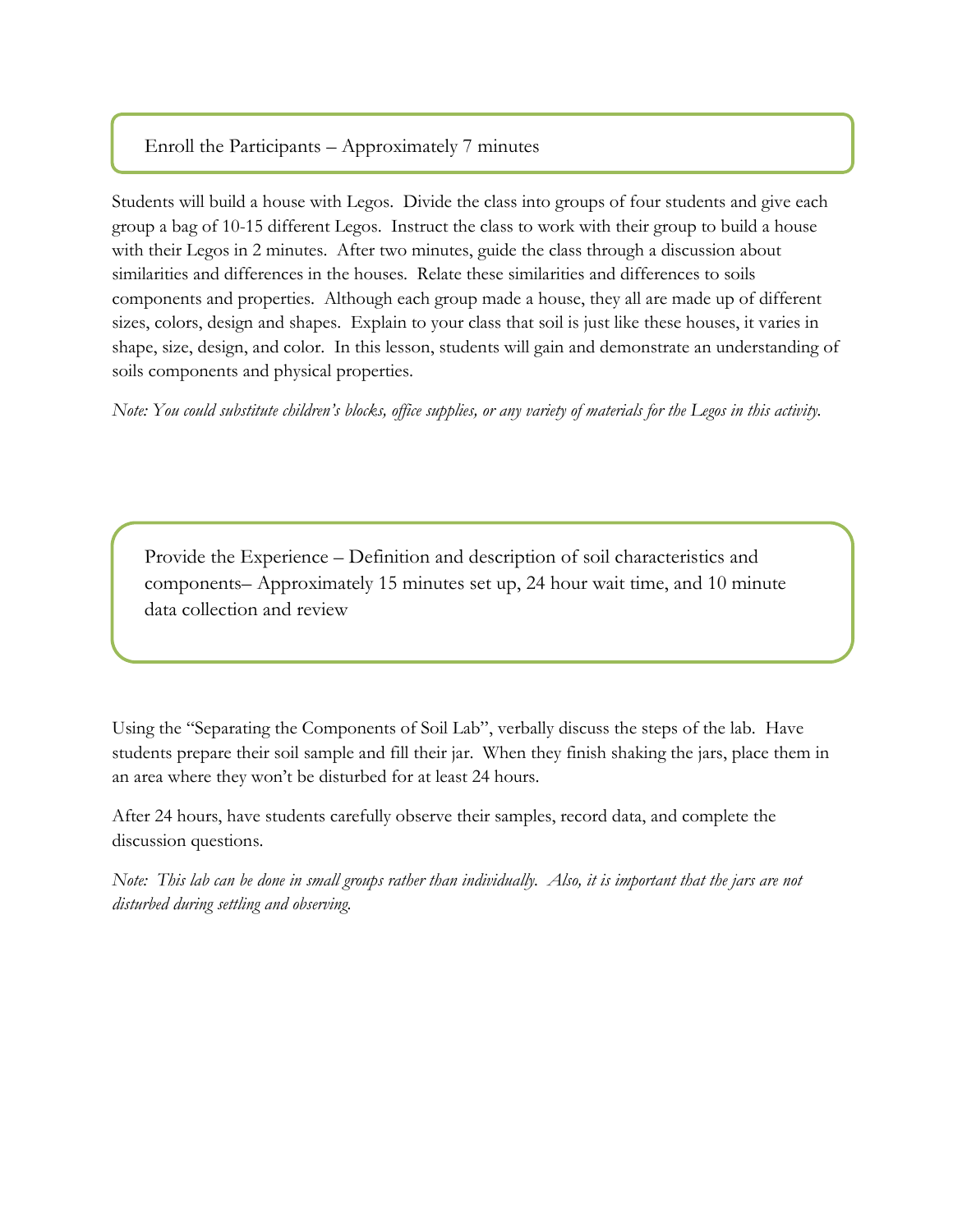## Enroll the Participants – Approximately 7 minutes

Students will build a house with Legos. Divide the class into groups of four students and give each group a bag of 10-15 different Legos. Instruct the class to work with their group to build a house with their Legos in 2 minutes. After two minutes, guide the class through a discussion about similarities and differences in the houses. Relate these similarities and differences to soils components and properties. Although each group made a house, they all are made up of different sizes, colors, design and shapes. Explain to your class that soil is just like these houses, it varies in shape, size, design, and color. In this lesson, students will gain and demonstrate an understanding of soils components and physical properties.

*Note: You could substitute children's blocks, office supplies, or any variety of materials for the Legos in this activity.*

## Provide the Experience – Definition and description of soil characteristics and components– Approximately 15 minutes set up, 24 hour wait time, and 10 minute data collection and review

Using the "Separating the Components of Soil Lab", verbally discuss the steps of the lab. Have students prepare their soil sample and fill their jar. When they finish shaking the jars, place them in an area where they won't be disturbed for at least 24 hours.

After 24 hours, have students carefully observe their samples, record data, and complete the discussion questions.

*Note: This lab can be done in small groups rather than individually. Also, it is important that the jars are not disturbed during settling and observing.*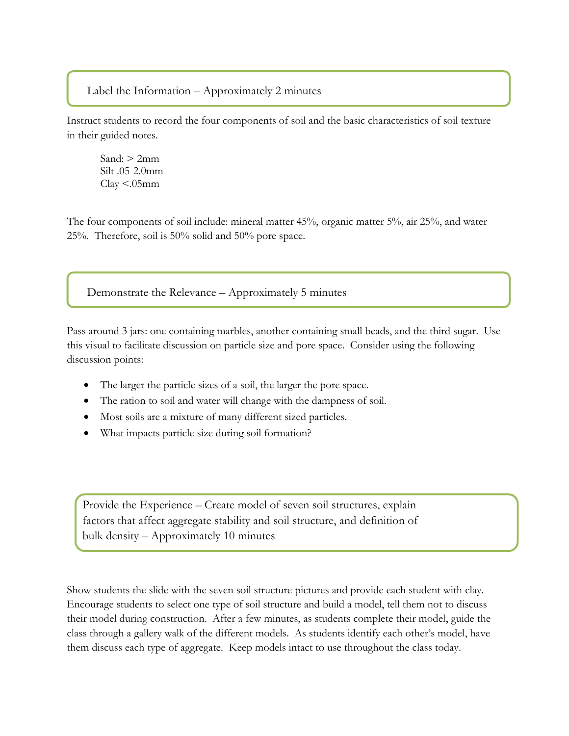## Label the Information – Approximately 2 minutes

Instruct students to record the four components of soil and the basic characteristics of soil texture in their guided notes.

Sand: > 2mm
Silt .05-2.0mm
Clay <.05mm

The four components of soil include: mineral matter 45%, organic matter 5%, air 25%, and water 25%. Therefore, soil is 50% solid and 50% pore space.

## Demonstrate the Relevance – Approximately 5 minutes

Pass around 3 jars: one containing marbles, another containing small beads, and the third sugar. Use this visual to facilitate discussion on particle size and pore space. Consider using the following discussion points:

- The larger the particle sizes of a soil, the larger the pore space.
- The ration to soil and water will change with the dampness of soil.
- Most soils are a mixture of many different sized particles.
- What impacts particle size during soil formation?

## Provide the Experience – Create model of seven soil structures, explain factors that affect aggregate stability and soil structure, and definition of bulk density – Approximately 10 minutes

Show students the slide with the seven soil structure pictures and provide each student with clay. Encourage students to select one type of soil structure and build a model, tell them not to discuss their model during construction. After a few minutes, as students complete their model, guide the class through a gallery walk of the different models. As students identify each other's model, have them discuss each type of aggregate. Keep models intact to use throughout the class today.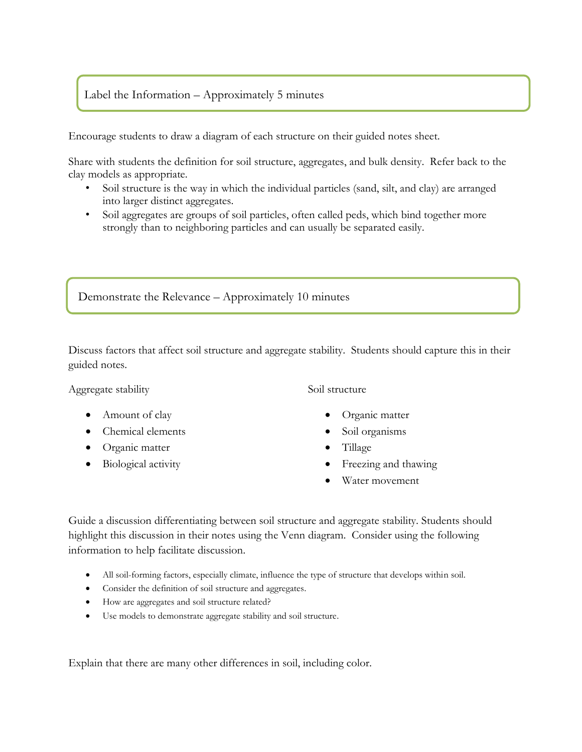## Label the Information – Approximately 5 minutes

Encourage students to draw a diagram of each structure on their guided notes sheet.

Share with students the definition for soil structure, aggregates, and bulk density. Refer back to the clay models as appropriate.

- Soil structure is the way in which the individual particles (sand, silt, and clay) are arranged into larger distinct aggregates.
- Soil aggregates are groups of soil particles, often called peds, which bind together more strongly than to neighboring particles and can usually be separated easily.

## Demonstrate the Relevance – Approximately 10 minutes

Discuss factors that affect soil structure and aggregate stability. Students should capture this in their guided notes.

Aggregate stability

- Amount of clay
- Chemical elements
- Organic matter
- Biological activity

Soil structure

- Organic matter
- Soil organisms
- Tillage
- Freezing and thawing
- Water movement

Guide a discussion differentiating between soil structure and aggregate stability. Students should highlight this discussion in their notes using the Venn diagram. Consider using the following information to help facilitate discussion.

- All soil-forming factors, especially climate, influence the type of structure that develops within soil.
- Consider the definition of soil structure and aggregates.
- How are aggregates and soil structure related?
- Use models to demonstrate aggregate stability and soil structure.

Explain that there are many other differences in soil, including color.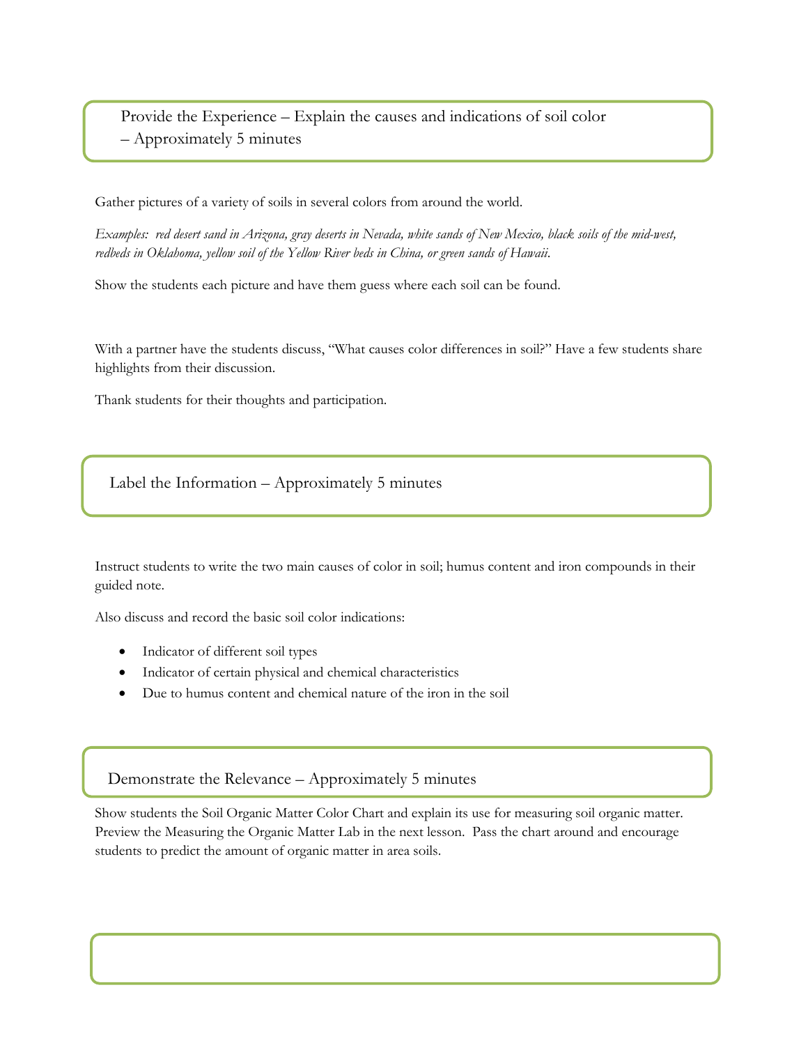## Provide the Experience – Explain the causes and indications of soil color – Approximately 5 minutes

Gather pictures of a variety of soils in several colors from around the world.

*Examples: red desert sand in Arizona, gray deserts in Nevada, white sands of New Mexico, black soils of the mid-west, redbeds in Oklahoma, yellow soil of the Yellow River beds in China, or green sands of Hawaii.*

Show the students each picture and have them guess where each soil can be found.

With a partner have the students discuss, "What causes color differences in soil?" Have a few students share highlights from their discussion.

Thank students for their thoughts and participation.

## Label the Information – Approximately 5 minutes

Instruct students to write the two main causes of color in soil; humus content and iron compounds in their guided note.

Also discuss and record the basic soil color indications:

- Indicator of different soil types
- Indicator of certain physical and chemical characteristics
- Due to humus content and chemical nature of the iron in the soil

## Demonstrate the Relevance – Approximately 5 minutes

Show students the Soil Organic Matter Color Chart and explain its use for measuring soil organic matter. Preview the Measuring the Organic Matter Lab in the next lesson. Pass the chart around and encourage students to predict the amount of organic matter in area soils.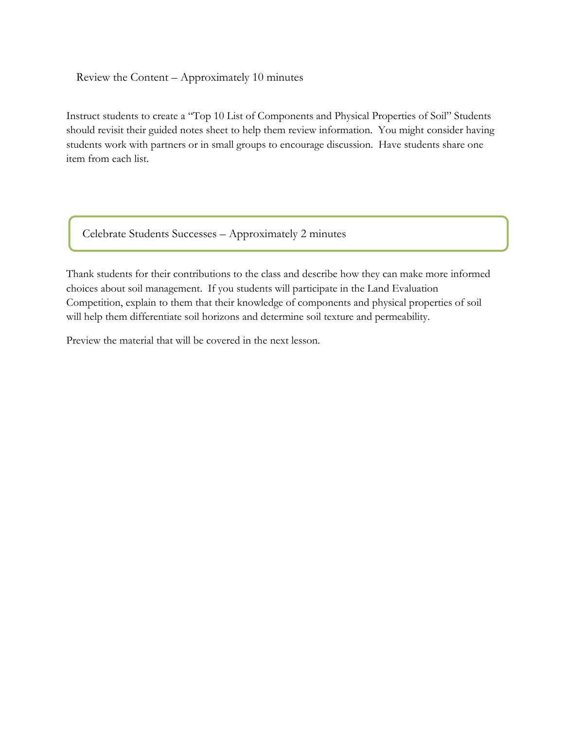## Review the Content – Approximately 10 minutes

Instruct students to create a "Top 10 List of Components and Physical Properties of Soil" Students should revisit their guided notes sheet to help them review information. You might consider having students work with partners or in small groups to encourage discussion. Have students share one item from each list.

## Celebrate Students Successes – Approximately 2 minutes

Thank students for their contributions to the class and describe how they can make more informed choices about soil management. If you students will participate in the Land Evaluation Competition, explain to them that their knowledge of components and physical properties of soil will help them differentiate soil horizons and determine soil texture and permeability.

Preview the material that will be covered in the next lesson.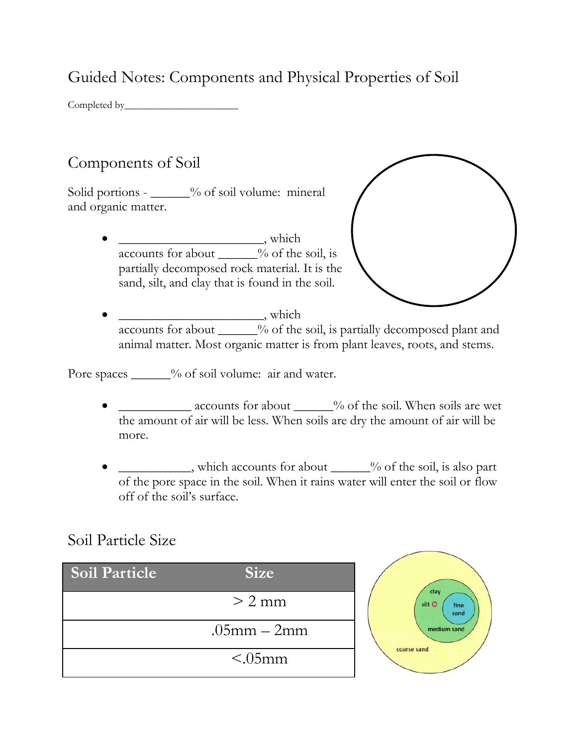# Guided Notes: Components and Physical Properties of Soil

Completed by______________________

## Components of Soil

Solid portions - ______% of soil volume: mineral and organic matter.

- ______________________, which accounts for about ______% of the soil, is partially decomposed rock material. It is the sand, silt, and clay that is found in the soil.
- ______________________, which accounts for about ______% of the soil, is partially decomposed plant and animal matter. Most organic matter is from plant leaves, roots, and stems.

Pore spaces ______% of soil volume: air and water.

- ___________ accounts for about ______% of the soil. When soils are wet the amount of air will be less. When soils are dry the amount of air will be more.
- ___________, which accounts for about ______% of the soil, is also part of the pore space in the soil. When it rains water will enter the soil or flow off of the soil's surface.

## Soil Particle Size

| Soil Particle | Size |
|---|---|
| | > 2 mm |
| | .05mm – 2mm |
| | <.05mm |

clay
silt
fine sand
medium sand
coarse sand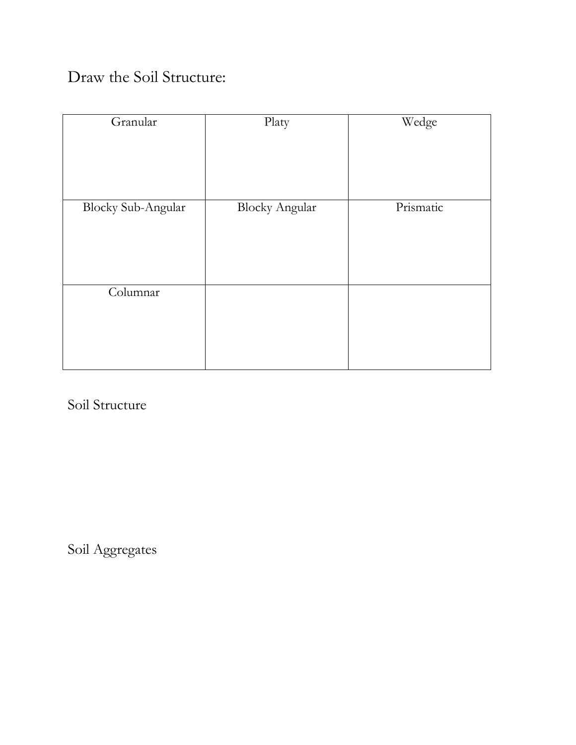Draw the Soil Structure:

| Granular | Platy | Wedge |
| --- | --- | --- |
| Blocky Sub-Angular | Blocky Angular | Prismatic |
| Columnar | | |

Soil Structure

Soil Aggregates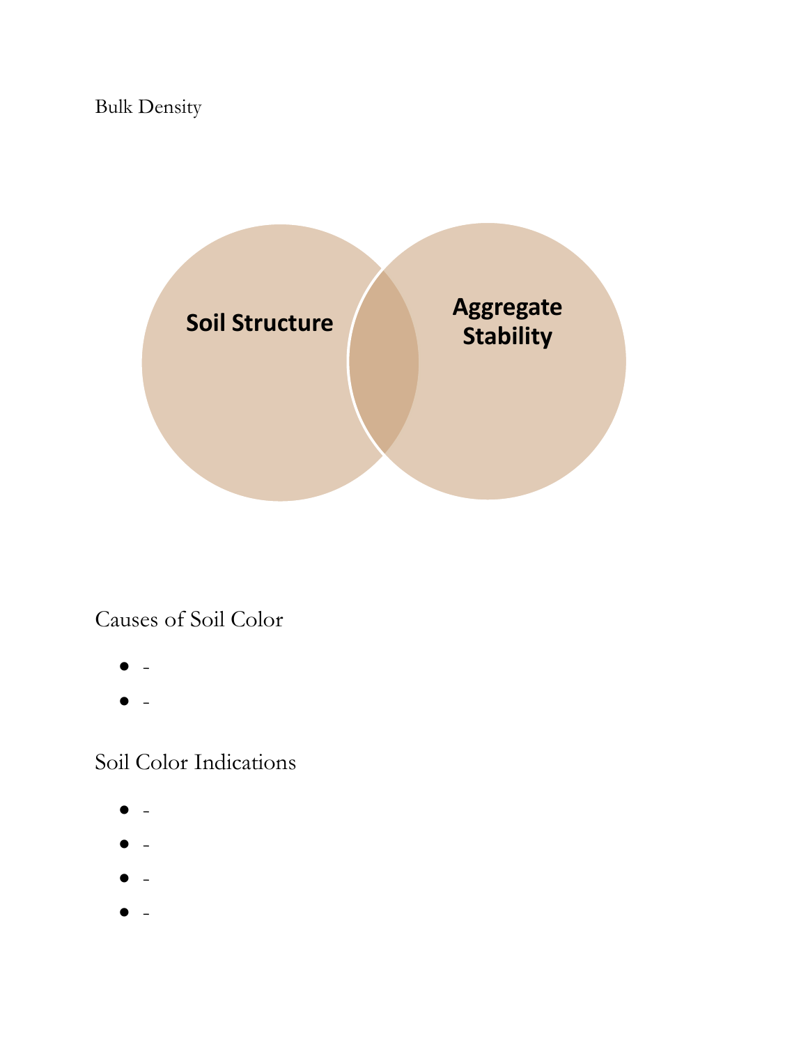Bulk Density

Soil Structure

Aggregate Stability

Causes of Soil Color

- -
- -

Soil Color Indications

- -
- -
- -
- -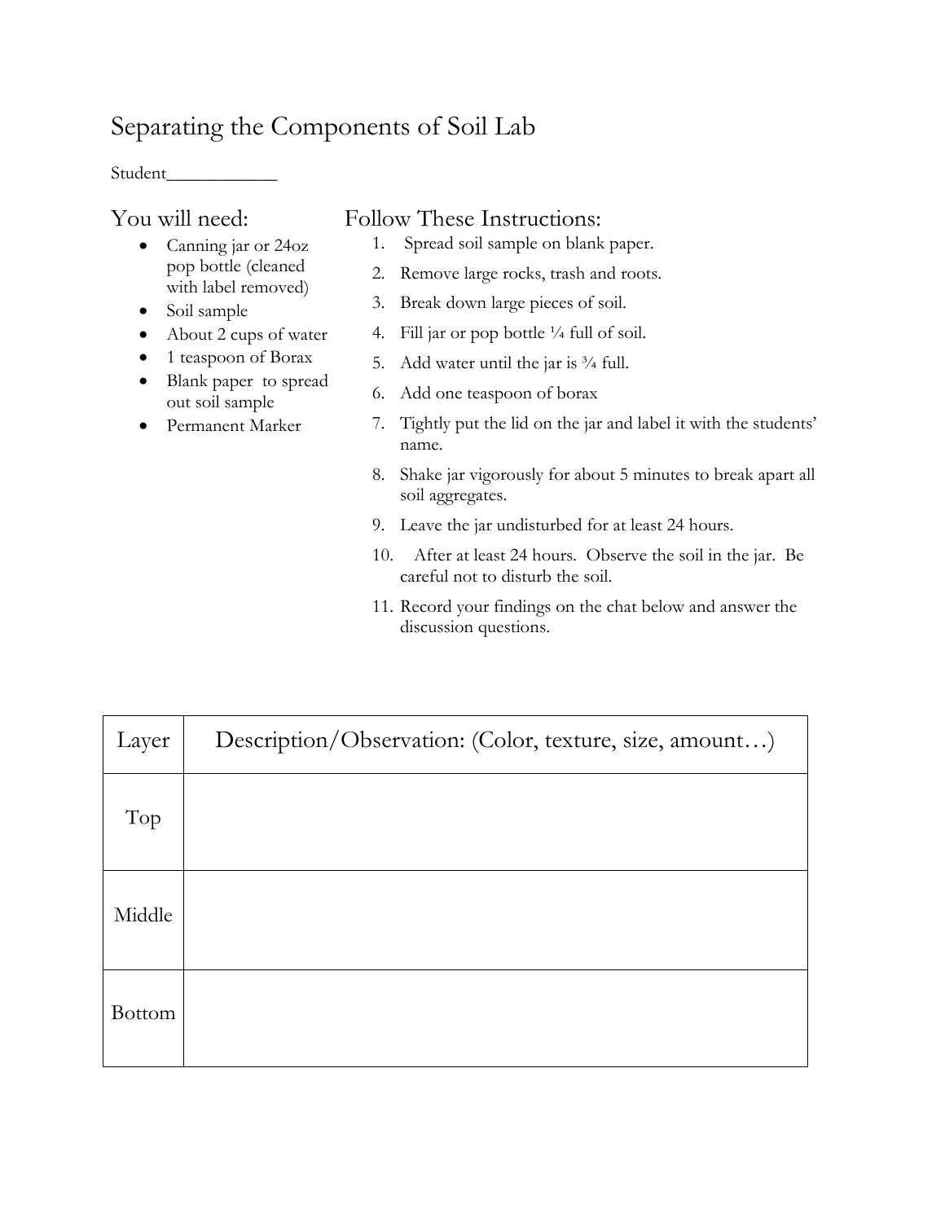# Separating the Components of Soil Lab

Student____________

## You will need:

- Canning jar or 24oz pop bottle (cleaned with label removed)
- Soil sample
- About 2 cups of water
- 1 teaspoon of Borax
- Blank paper to spread out soil sample
- Permanent Marker

## Follow These Instructions:

1. Spread soil sample on blank paper.
2. Remove large rocks, trash and roots.
3. Break down large pieces of soil.
4. Fill jar or pop bottle ¼ full of soil.
5. Add water until the jar is ¾ full.
6. Add one teaspoon of borax
7. Tightly put the lid on the jar and label it with the students' name.
8. Shake jar vigorously for about 5 minutes to break apart all soil aggregates.
9. Leave the jar undisturbed for at least 24 hours.
10. After at least 24 hours. Observe the soil in the jar. Be careful not to disturb the soil.
11. Record your findings on the chat below and answer the discussion questions.

| Layer | Description/Observation: (Color, texture, size, amount…) |
|---|---|
| Top | |
| Middle | |
| Bottom | |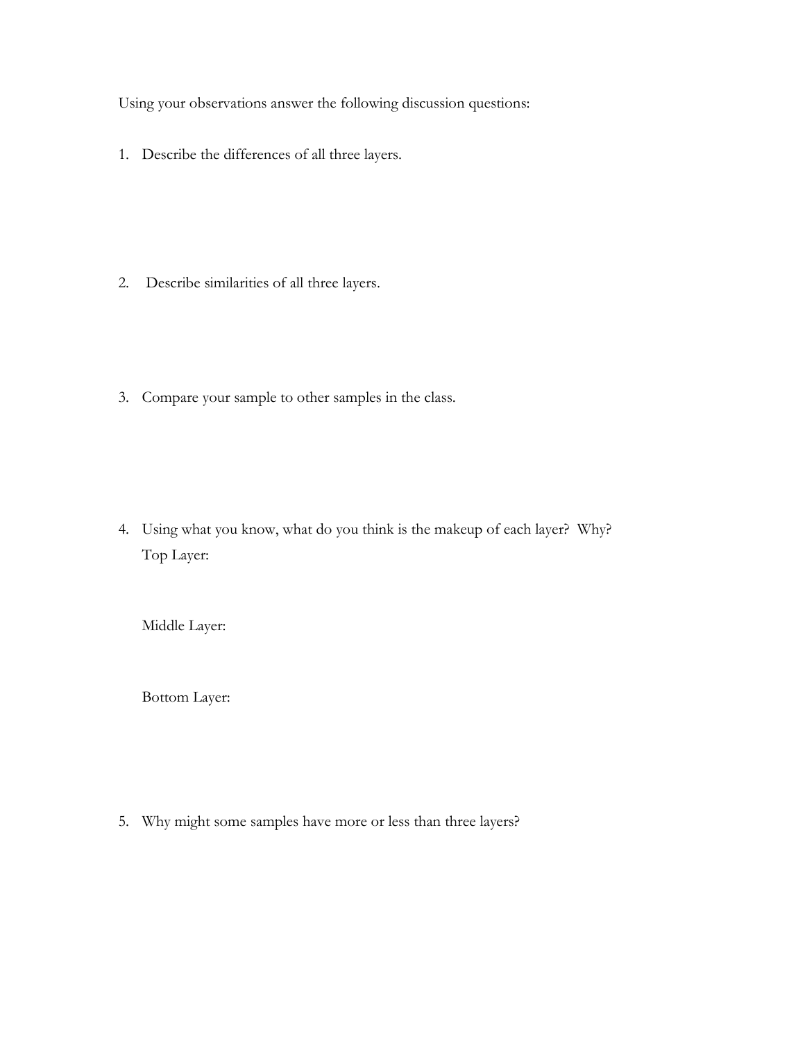Using your observations answer the following discussion questions:

1. Describe the differences of all three layers.

2. Describe similarities of all three layers.

3. Compare your sample to other samples in the class.

4. Using what you know, what do you think is the makeup of each layer? Why?

   Top Layer:

   Middle Layer:

   Bottom Layer:

5. Why might some samples have more or less than three layers?